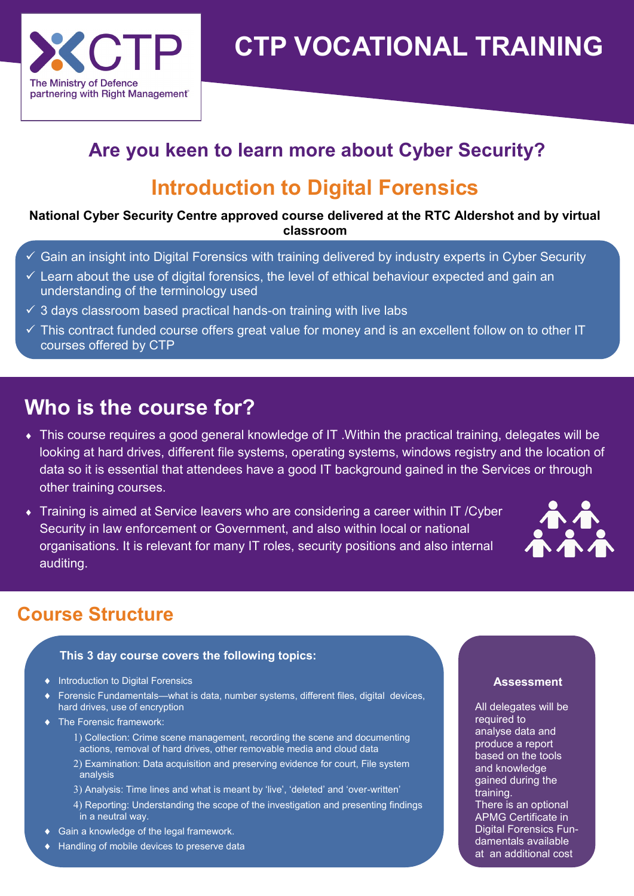CTP

The Ministry of Defence partnering with Right Management

# CTP VOCATIONAL TRAINING

## Are you keen to learn more about Cyber Security?

## Introduction to Digital Forensics

**National Cyber Security Centre approved course delivered at the RTC Aldershot and by virtual classroom**

- ✓ Gain an insight into Digital Forensics with training delivered by industry experts in Cyber Security
- ✓ Learn about the use of digital forensics, the level of ethical behaviour expected and gain an understanding of the terminology used
- ✓ 3 days classroom based practical hands-on training with live labs
- ✓ This contract funded course offers great value for money and is an excellent follow on to other IT courses offered by CTP

## Who is the course for?

- This course requires a good general knowledge of IT .Within the practical training, delegates will be looking at hard drives, different file systems, operating systems, windows registry and the location of data so it is essential that attendees have a good IT background gained in the Services or through other training courses.
- Training is aimed at Service leavers who are considering a career within IT /Cyber Security in law enforcement or Government, and also within local or national organisations. It is relevant for many IT roles, security positions and also internal auditing.

## Course Structure

**This 3 day course covers the following topics:**

- Introduction to Digital Forensics
- Forensic Fundamentals—what is data, number systems, different files, digital devices, hard drives, use of encryption
- The Forensic framework:
  1) Collection: Crime scene management, recording the scene and documenting actions, removal of hard drives, other removable media and cloud data
  2) Examination: Data acquisition and preserving evidence for court, File system analysis
  3) Analysis: Time lines and what is meant by 'live', 'deleted' and 'over-written'
  4) Reporting: Understanding the scope of the investigation and presenting findings in a neutral way.
- Gain a knowledge of the legal framework.
- Handling of mobile devices to preserve data

### Assessment

All delegates will be required to analyse data and produce a report based on the tools and knowledge gained during the training.
There is an optional APMG Certificate in Digital Forensics Fundamentals available at an additional cost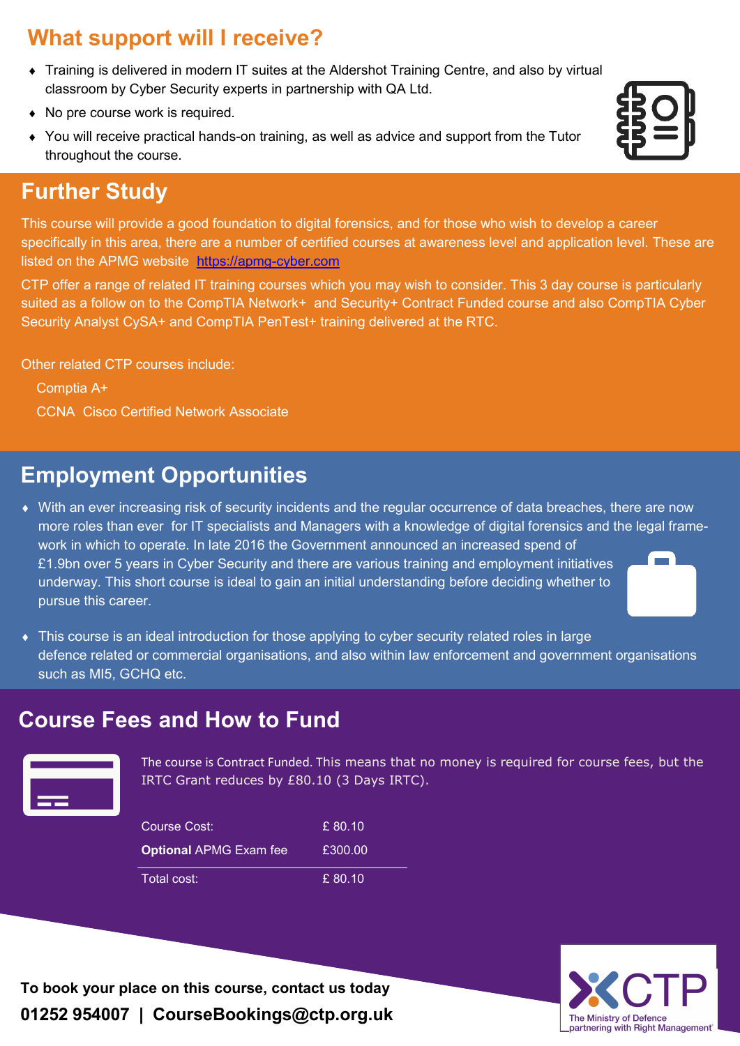## What support will I receive?

- Training is delivered in modern IT suites at the Aldershot Training Centre, and also by virtual classroom by Cyber Security experts in partnership with QA Ltd.
- No pre course work is required.
- You will receive practical hands-on training, as well as advice and support from the Tutor throughout the course.

## Further Study

This course will provide a good foundation to digital forensics, and for those who wish to develop a career specifically in this area, there are a number of certified courses at awareness level and application level. These are listed on the APMG website https://apmg-cyber.com

CTP offer a range of related IT training courses which you may wish to consider. This 3 day course is particularly suited as a follow on to the CompTIA Network+ and Security+ Contract Funded course and also CompTIA Cyber Security Analyst CySA+ and CompTIA PenTest+ training delivered at the RTC.

Other related CTP courses include:

Comptia A+

CCNA Cisco Certified Network Associate

## Employment Opportunities

- With an ever increasing risk of security incidents and the regular occurrence of data breaches, there are now more roles than ever for IT specialists and Managers with a knowledge of digital forensics and the legal framework in which to operate. In late 2016 the Government announced an increased spend of £1.9bn over 5 years in Cyber Security and there are various training and employment initiatives underway. This short course is ideal to gain an initial understanding before deciding whether to pursue this career.
- This course is an ideal introduction for those applying to cyber security related roles in large defence related or commercial organisations, and also within law enforcement and government organisations such as MI5, GCHQ etc.

## Course Fees and How to Fund

The course is Contract Funded. This means that no money is required for course fees, but the IRTC Grant reduces by £80.10 (3 Days IRTC).

| | |
|---|---|
| Course Cost: | £ 80.10 |
| **Optional** APMG Exam fee | £300.00 |
| Total cost: | £ 80.10 |

**To book your place on this course, contact us today**

**01252 954007 | CourseBookings@ctp.org.uk**

CTP
The Ministry of Defence partnering with Right Management